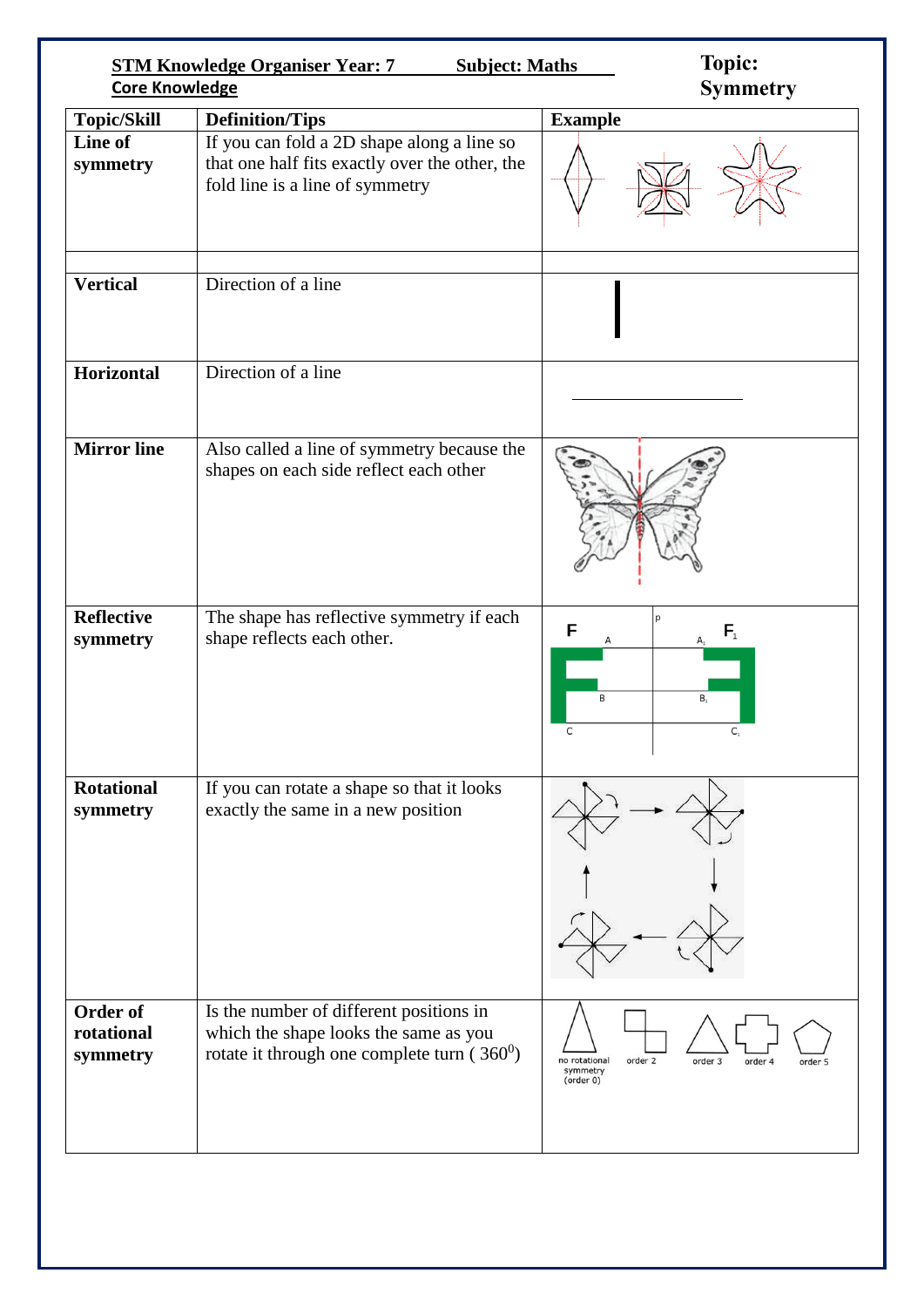**STM Knowledge Organiser Year: 7** **Subject: Maths**

**Core Knowledge**

# Topic: Symmetry

| Topic/Skill | Definition/Tips | Example |
|---|---|---|
| **Line of symmetry** | If you can fold a 2D shape along a line so that one half fits exactly over the other, the fold line is a line of symmetry | |
| | | |
| **Vertical** | Direction of a line | |
| **Horizontal** | Direction of a line | |
| **Mirror line** | Also called a line of symmetry because the shapes on each side reflect each other | |
| **Reflective symmetry** | The shape has reflective symmetry if each shape reflects each other. | F A B C p $F_1$ $A_1$ $B_1$ $C_1$ |
| **Rotational symmetry** | If you can rotate a shape so that it looks exactly the same in a new position | |
| **Order of rotational symmetry** | Is the number of different positions in which the shape looks the same as you rotate it through one complete turn ( $360^0$) | no rotational symmetry (order 0) order 2 order 3 order 4 order 5 |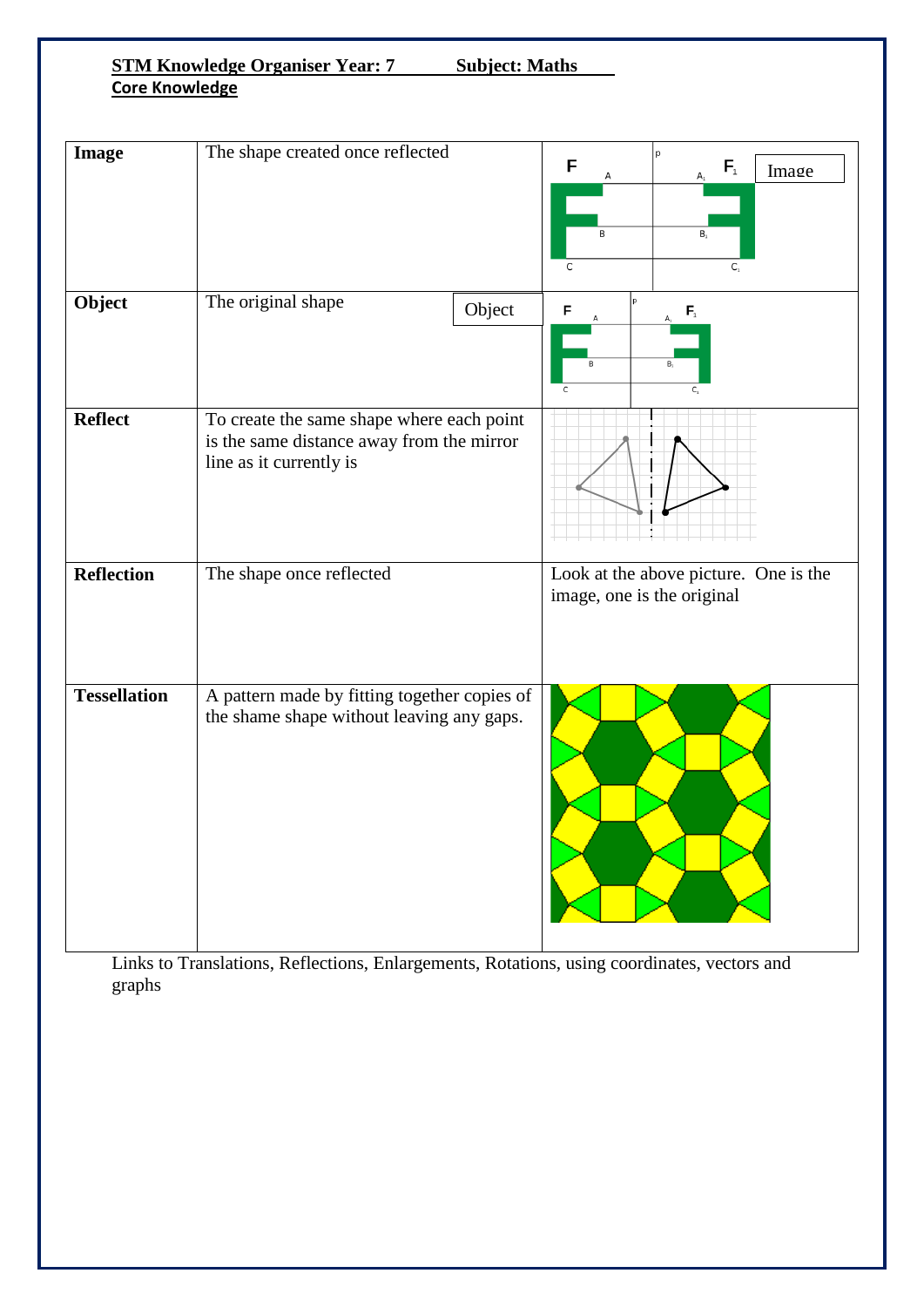**STM Knowledge Organiser Year: 7** **Subject: Maths**
**Core Knowledge**

| | | |
|---|---|---|
| **Image** | The shape created once reflected | F A B C p $F_1$ $A_1$ $B_1$ $C_1$ Image |
| **Object** | The original shape Object | F A B C p $F_1$ $A_1$ $B_1$ $C_1$ |
| **Reflect** | To create the same shape where each point is the same distance away from the mirror line as it currently is | |
| **Reflection** | The shape once reflected | Look at the above picture. One is the image, one is the original |
| **Tessellation** | A pattern made by fitting together copies of the shame shape without leaving any gaps. | |

Links to Translations, Reflections, Enlargements, Rotations, using coordinates, vectors and graphs